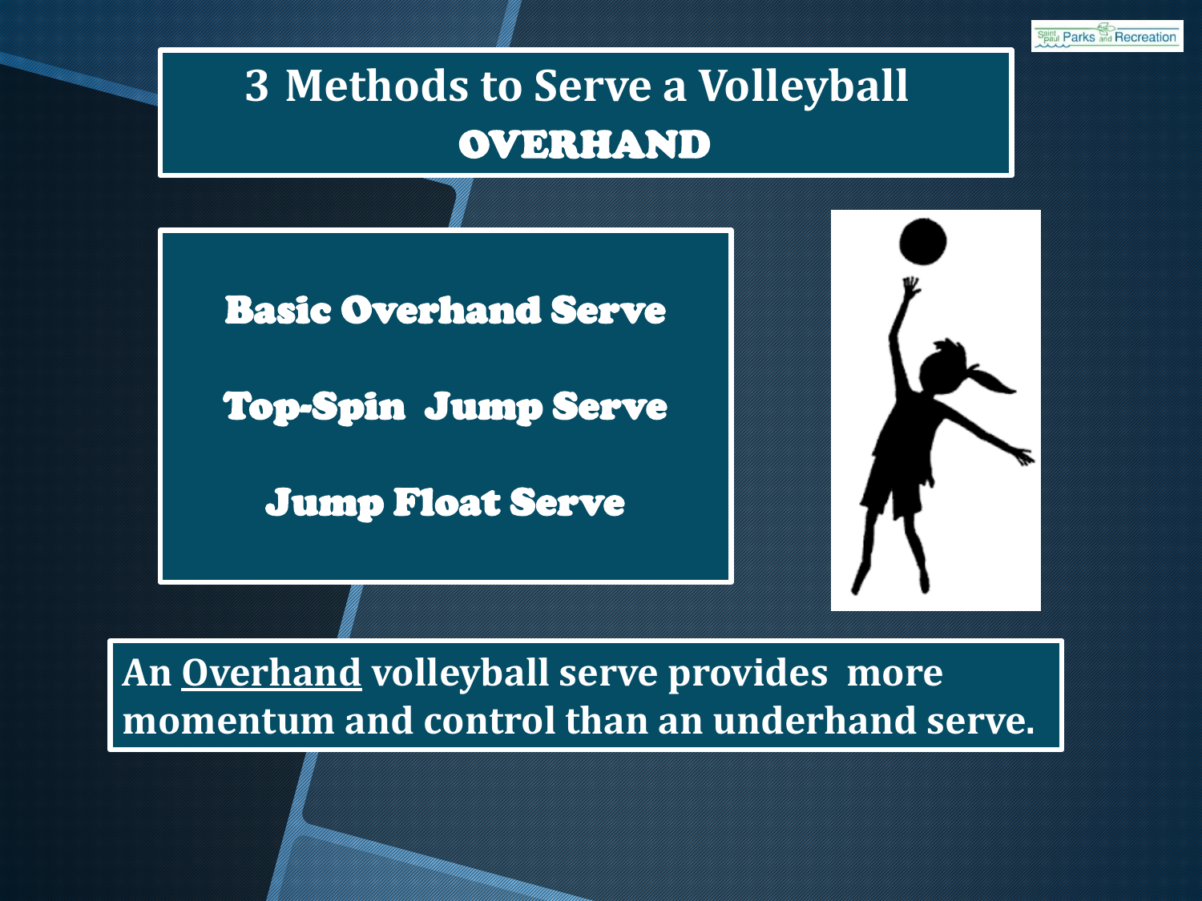# 3 Methods to Serve a Volleyball
## OVERHAND

**Basic Overhand Serve**

**Top-Spin Jump Serve**

**Jump Float Serve**

**An Overhand volleyball serve provides more momentum and control than an underhand serve.**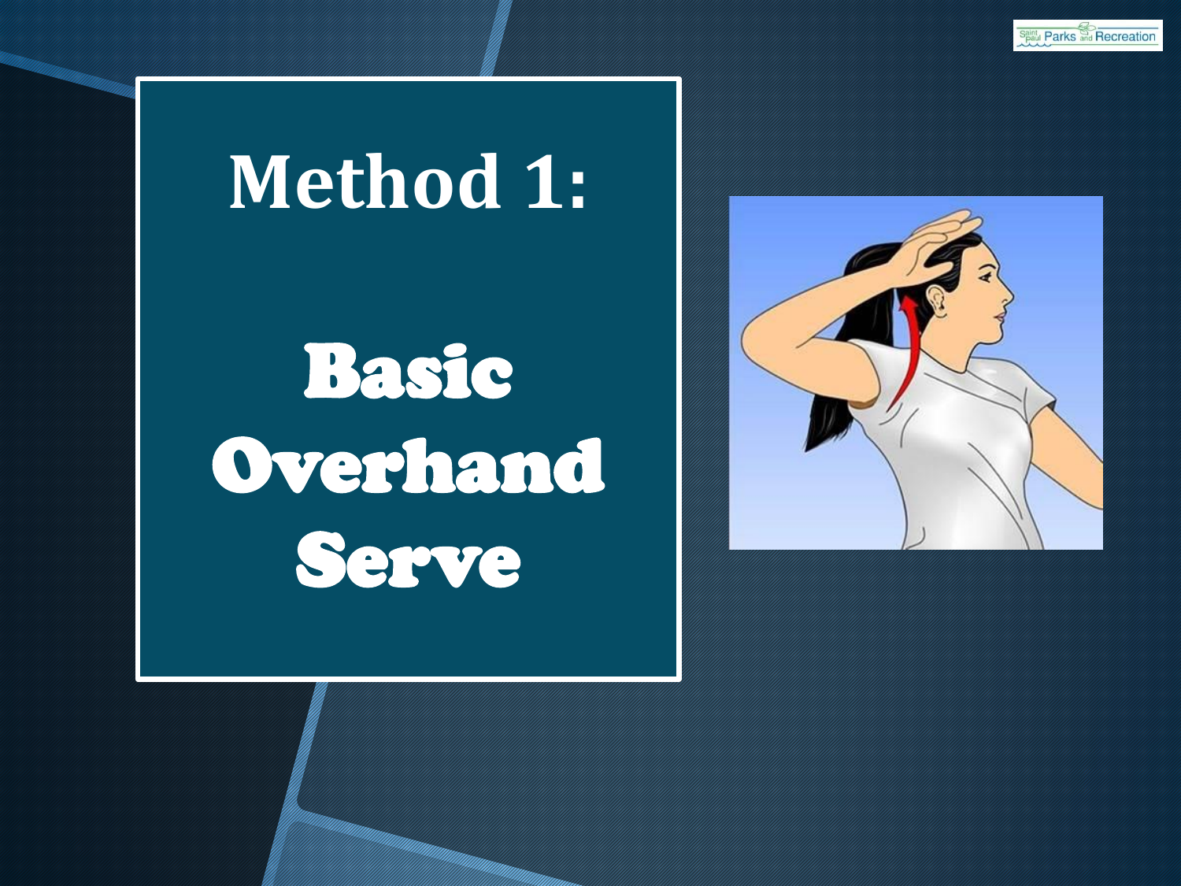# Method 1:

# Basic Overhand Serve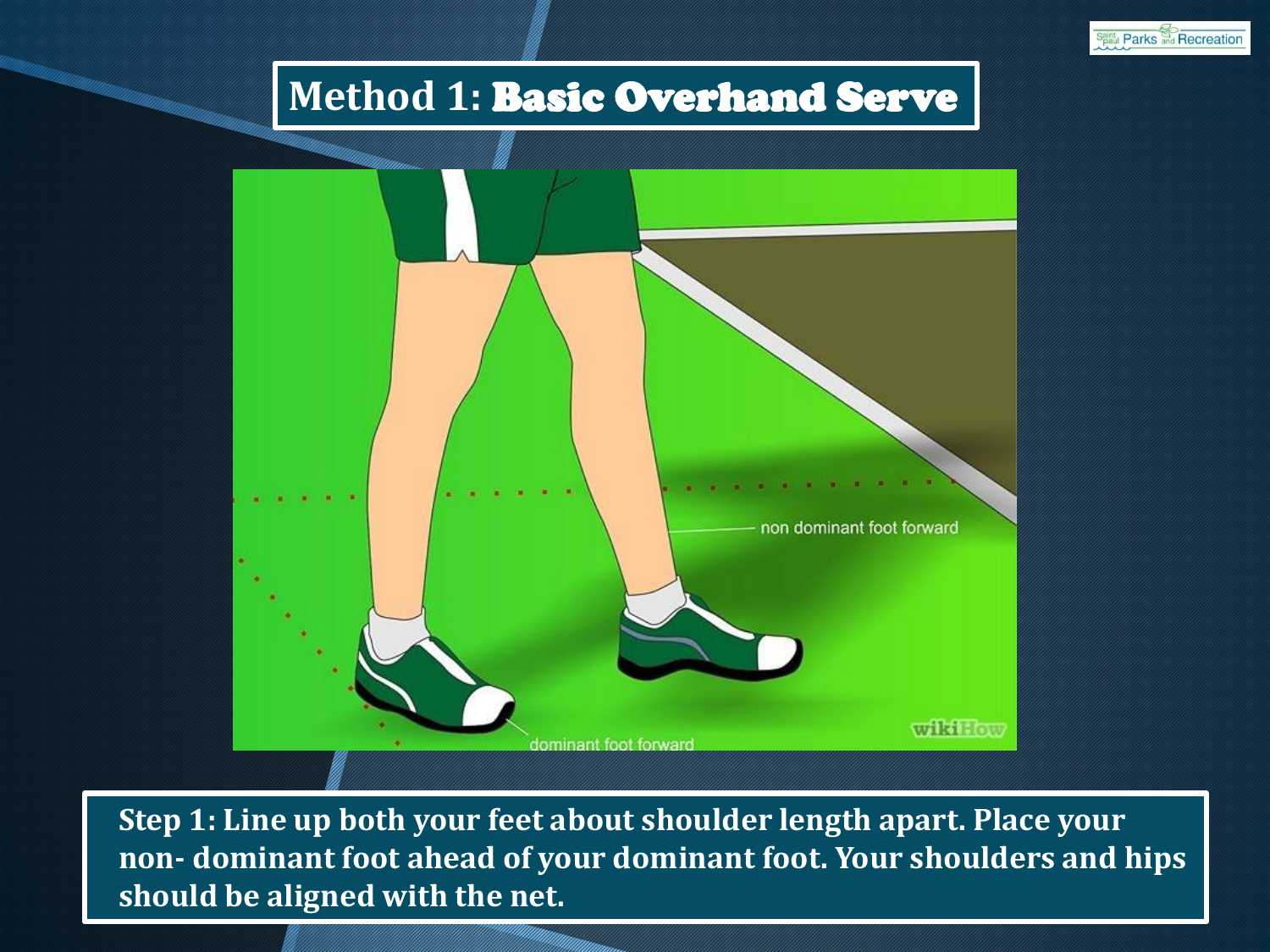# Method 1: Basic Overhand Serve

**Step 1: Line up both your feet about shoulder length apart. Place your non- dominant foot ahead of your dominant foot. Your shoulders and hips should be aligned with the net.**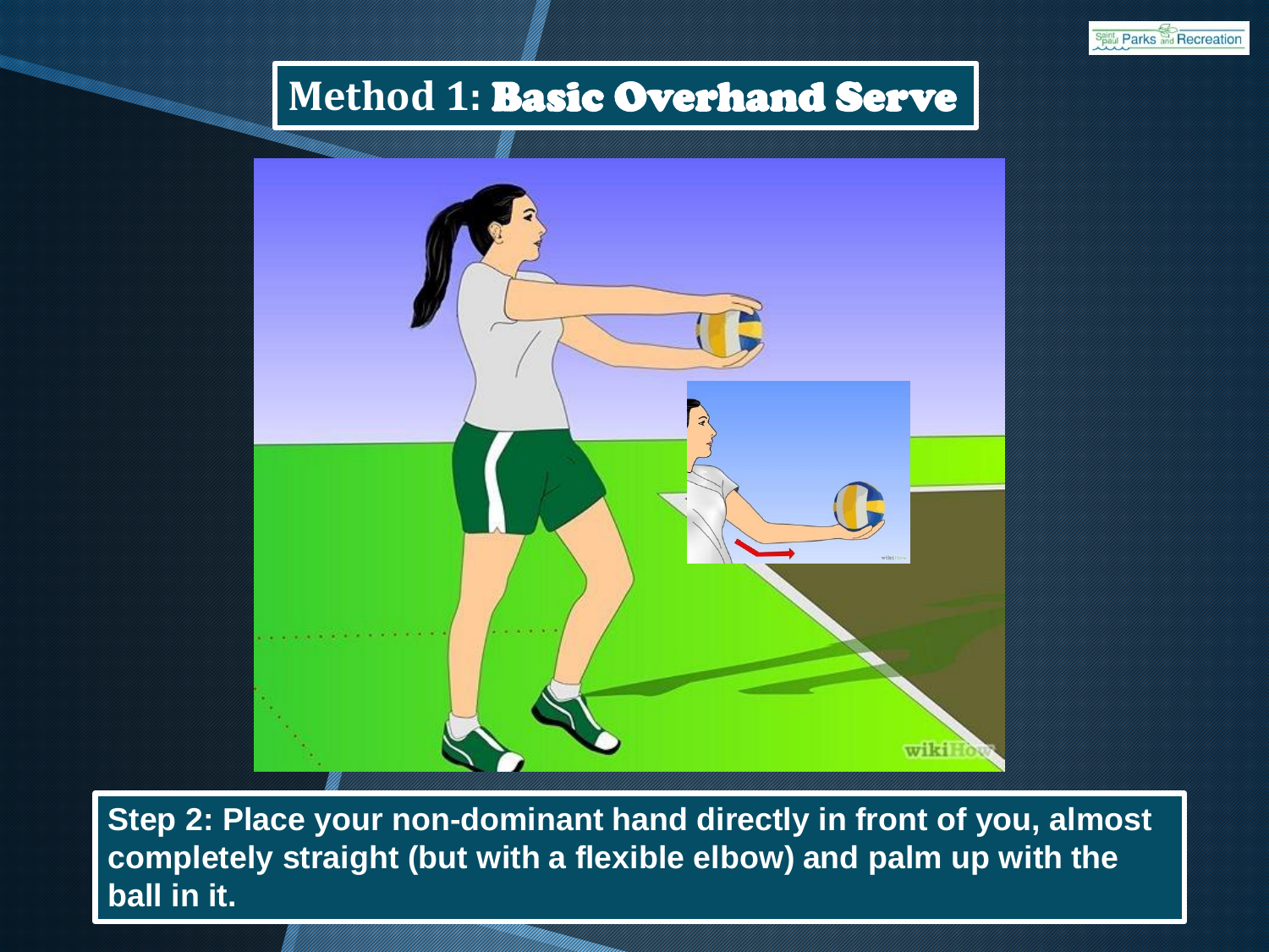# Method 1: Basic Overhand Serve

**Step 2: Place your non-dominant hand directly in front of you, almost completely straight (but with a flexible elbow) and palm up with the ball in it.**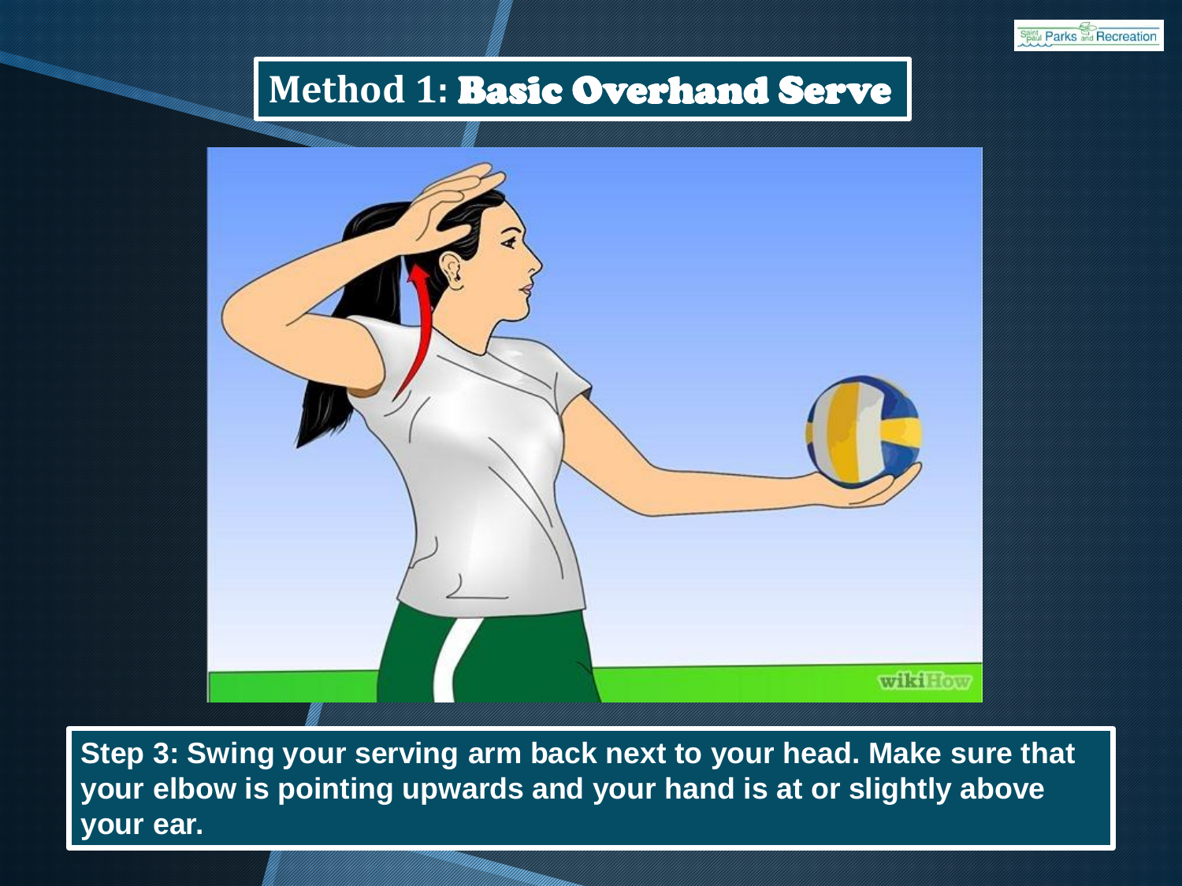# Method 1: Basic Overhand Serve

**Step 3: Swing your serving arm back next to your head. Make sure that your elbow is pointing upwards and your hand is at or slightly above your ear.**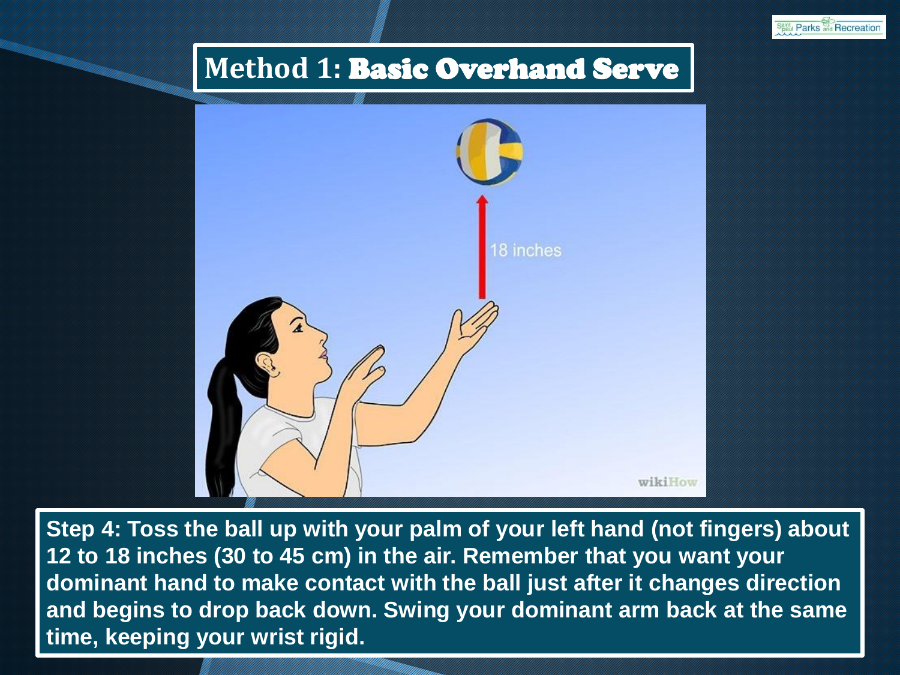# Method 1: Basic Overhand Serve

**Step 4: Toss the ball up with your palm of your left hand (not fingers) about 12 to 18 inches (30 to 45 cm) in the air. Remember that you want your dominant hand to make contact with the ball just after it changes direction and begins to drop back down. Swing your dominant arm back at the same time, keeping your wrist rigid.**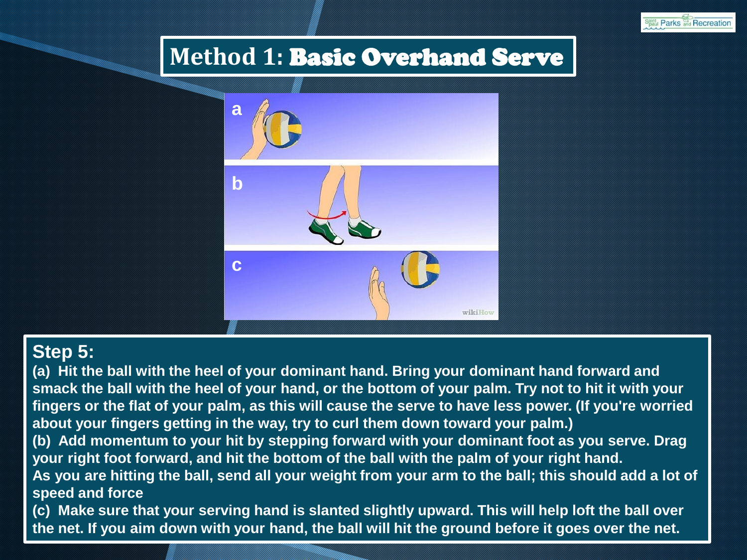# Method 1: Basic Overhand Serve

## Step 5:

(a) Hit the ball with the heel of your dominant hand. Bring your dominant hand forward and smack the ball with the heel of your hand, or the bottom of your palm. Try not to hit it with your fingers or the flat of your palm, as this will cause the serve to have less power. (If you're worried about your fingers getting in the way, try to curl them down toward your palm.)

(b) Add momentum to your hit by stepping forward with your dominant foot as you serve. Drag your right foot forward, and hit the bottom of the ball with the palm of your right hand.

As you are hitting the ball, send all your weight from your arm to the ball; this should add a lot of speed and force

(c) Make sure that your serving hand is slanted slightly upward. This will help loft the ball over the net. If you aim down with your hand, the ball will hit the ground before it goes over the net.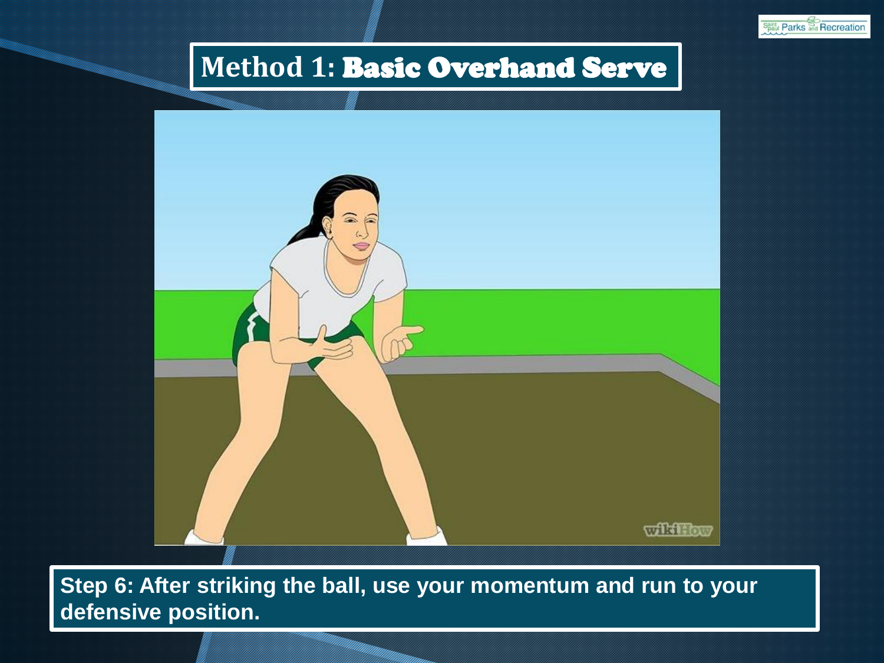# Method 1: Basic Overhand Serve

**Step 6: After striking the ball, use your momentum and run to your defensive position.**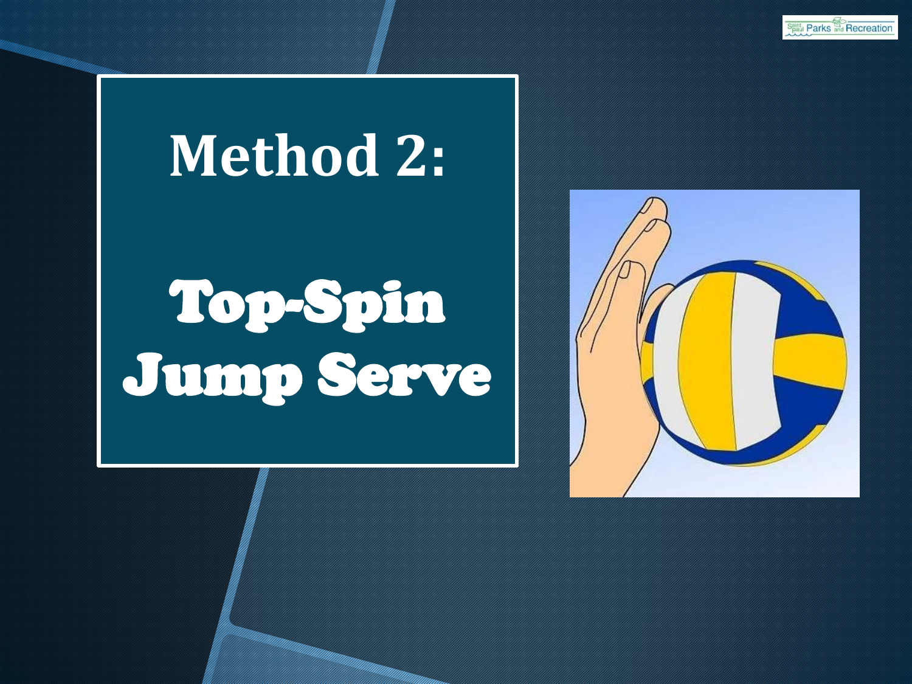# Method 2:

# Top-Spin Jump Serve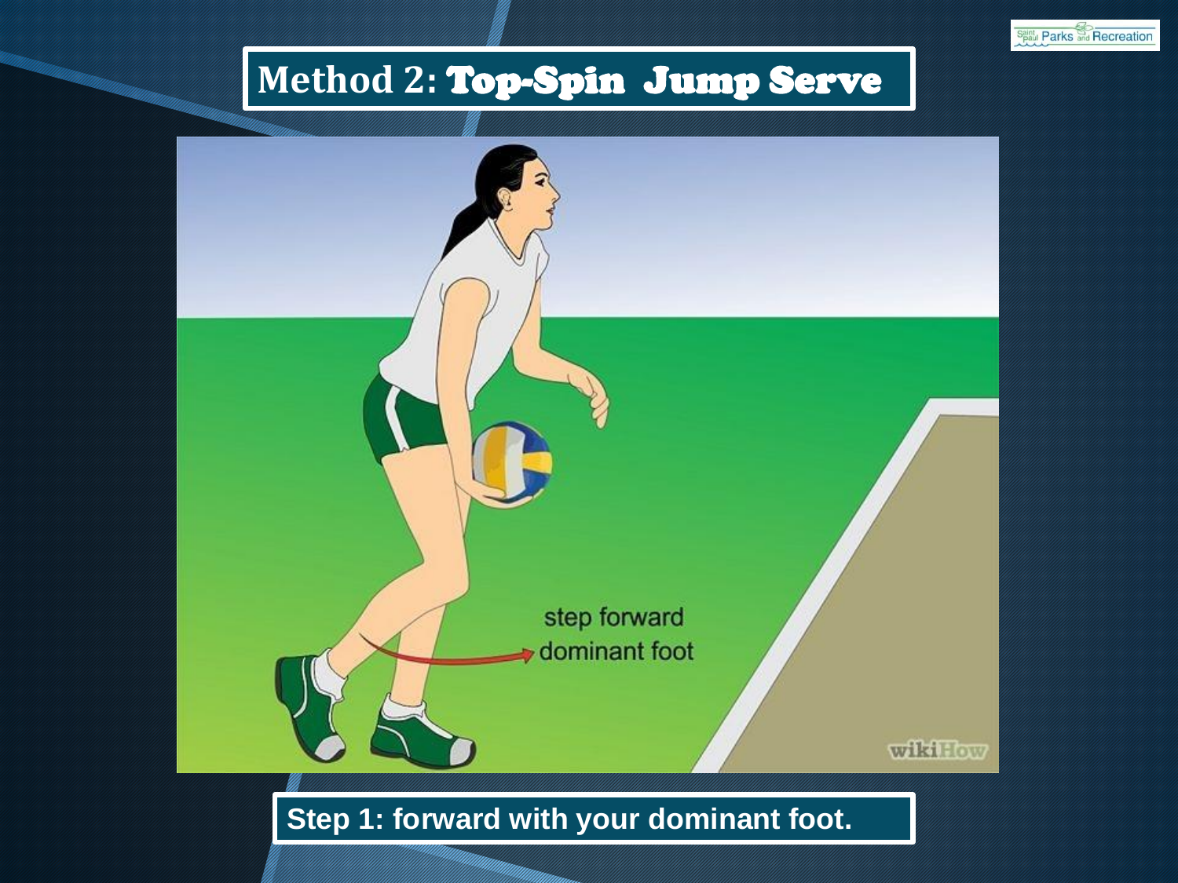# Method 2: Top-Spin Jump Serve

**Step 1: forward with your dominant foot.**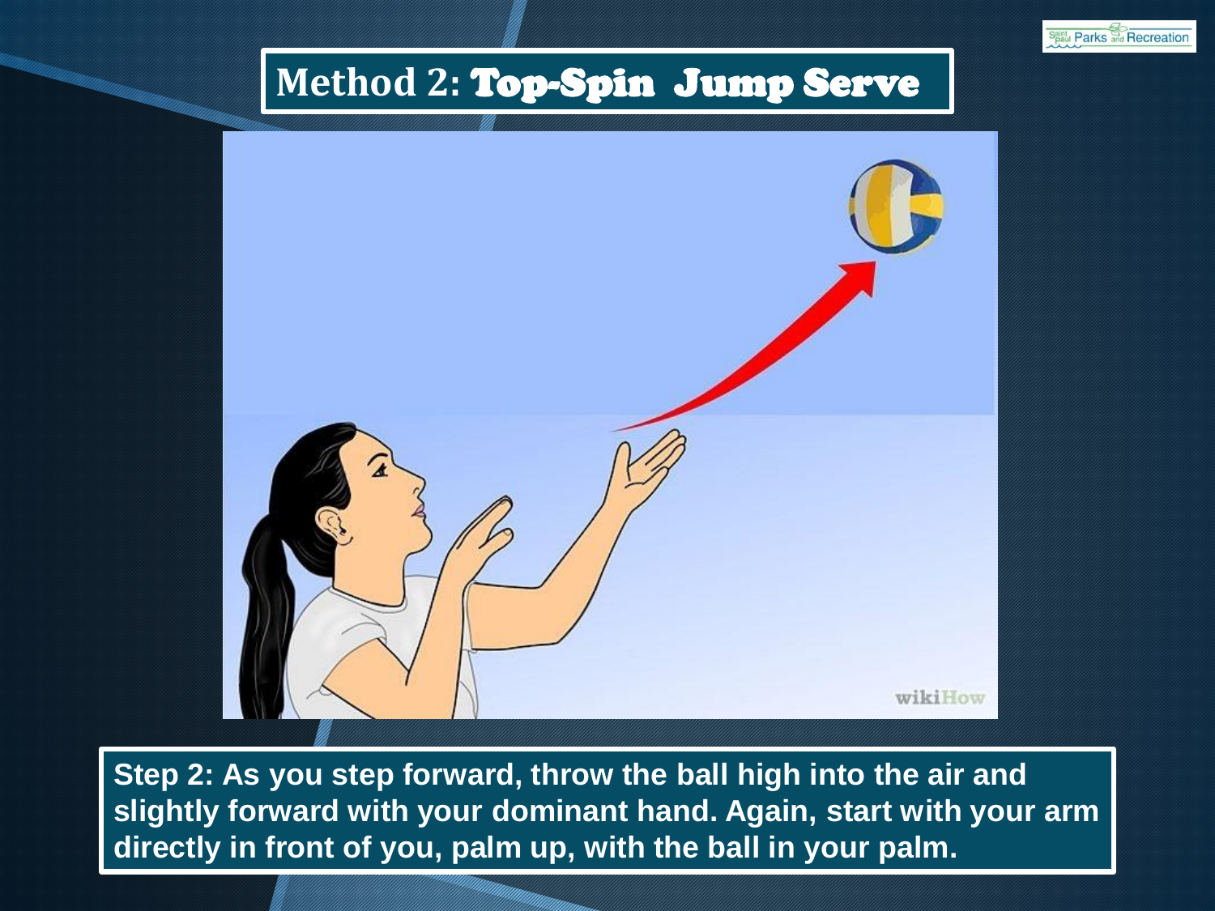# Method 2: Top-Spin Jump Serve

**Step 2: As you step forward, throw the ball high into the air and slightly forward with your dominant hand. Again, start with your arm directly in front of you, palm up, with the ball in your palm.**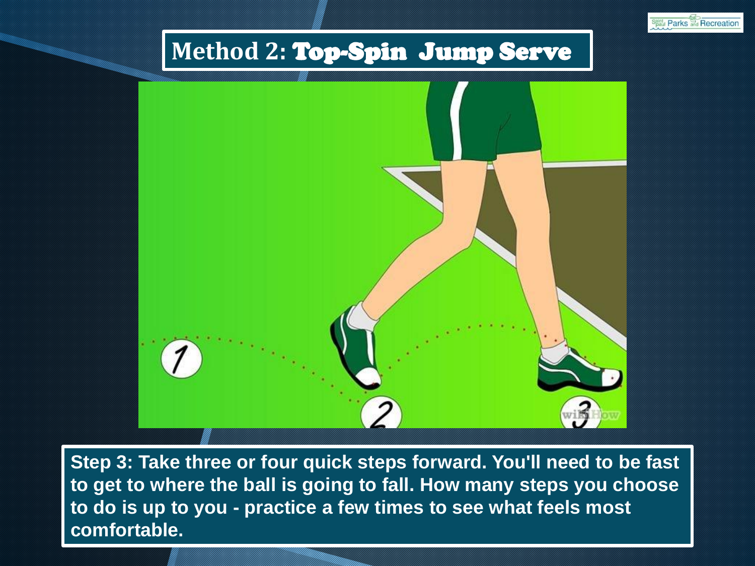# Method 2: Top-Spin Jump Serve

**Step 3: Take three or four quick steps forward. You'll need to be fast to get to where the ball is going to fall. How many steps you choose to do is up to you - practice a few times to see what feels most comfortable.**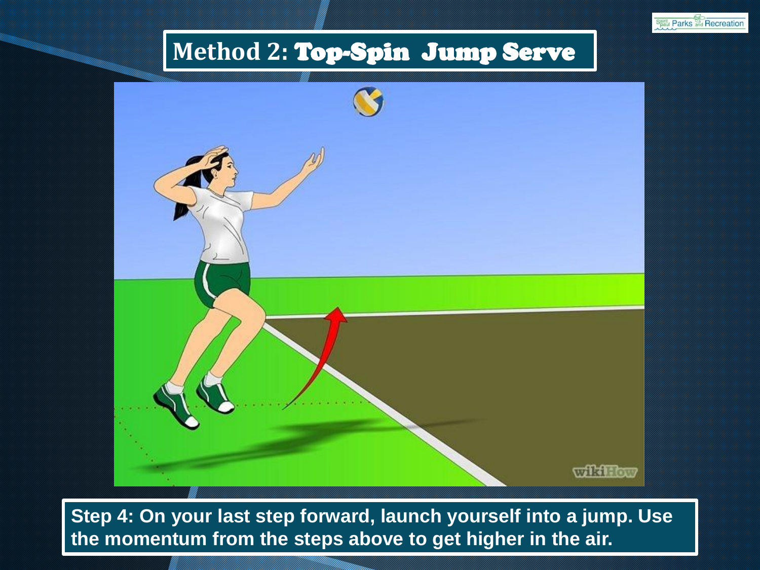# Method 2: Top-Spin Jump Serve

**Step 4: On your last step forward, launch yourself into a jump. Use the momentum from the steps above to get higher in the air.**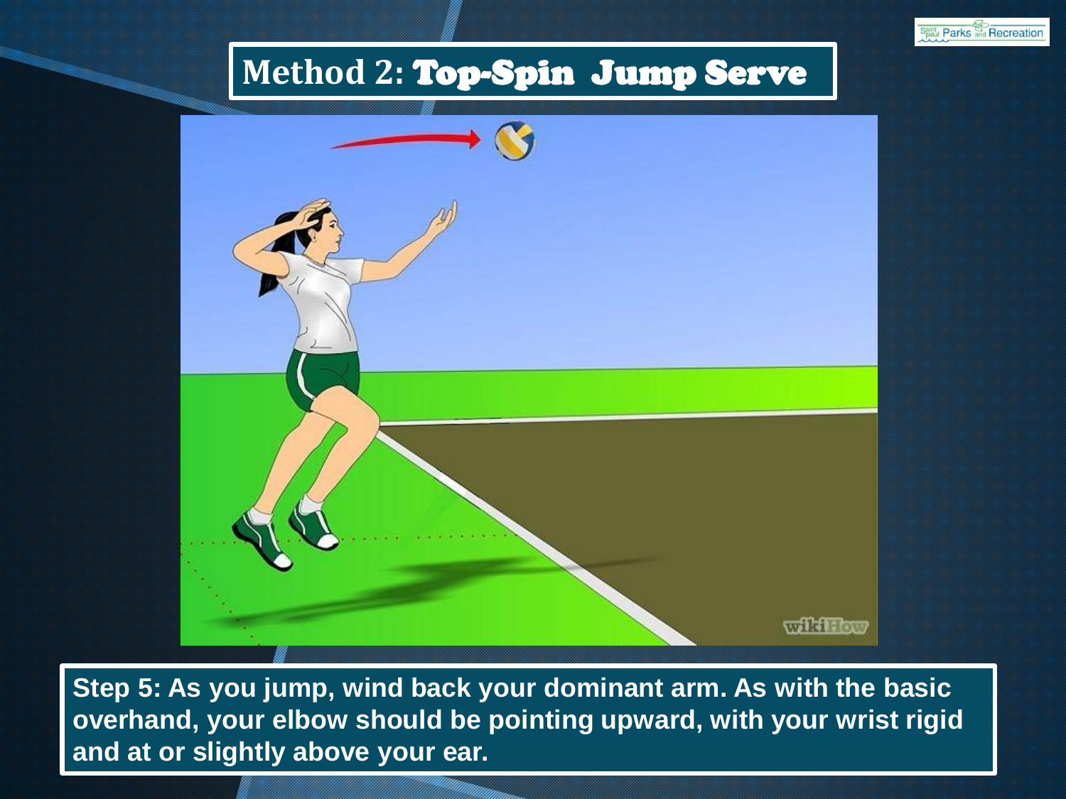# Method 2: Top-Spin Jump Serve

**Step 5: As you jump, wind back your dominant arm. As with the basic overhand, your elbow should be pointing upward, with your wrist rigid and at or slightly above your ear.**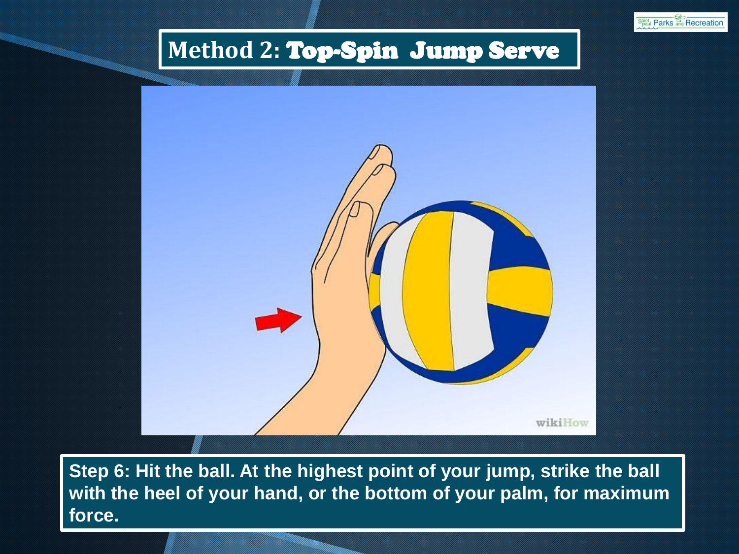# Method 2: Top-Spin Jump Serve

**Step 6: Hit the ball. At the highest point of your jump, strike the ball with the heel of your hand, or the bottom of your palm, for maximum force.**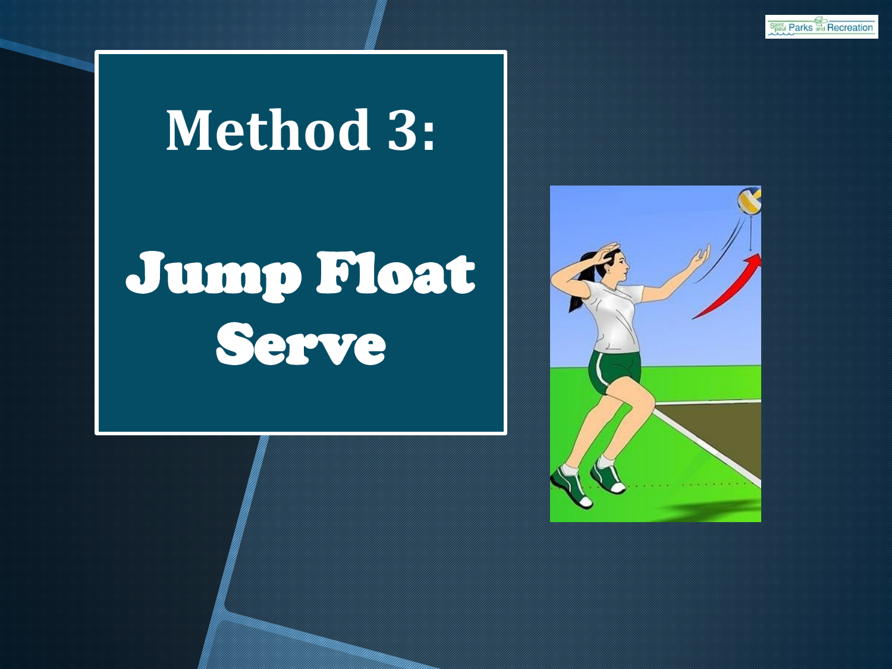# Method 3:

# Jump Float Serve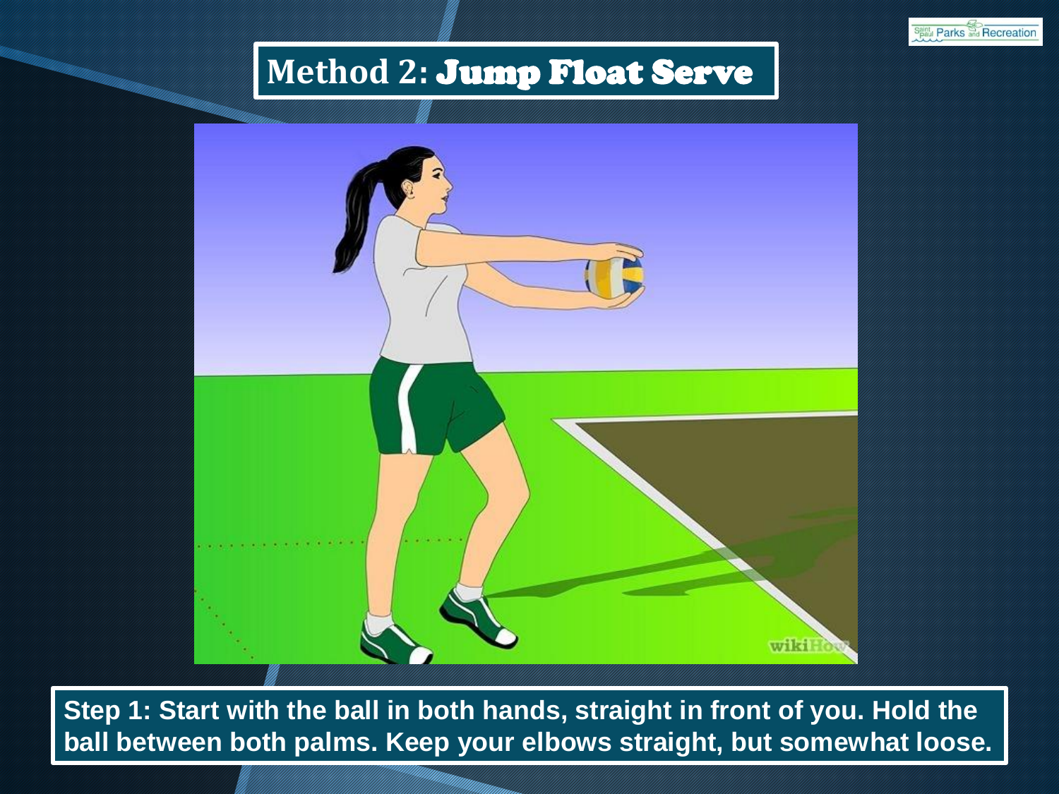# Method 2: Jump Float Serve

**Step 1: Start with the ball in both hands, straight in front of you. Hold the ball between both palms. Keep your elbows straight, but somewhat loose.**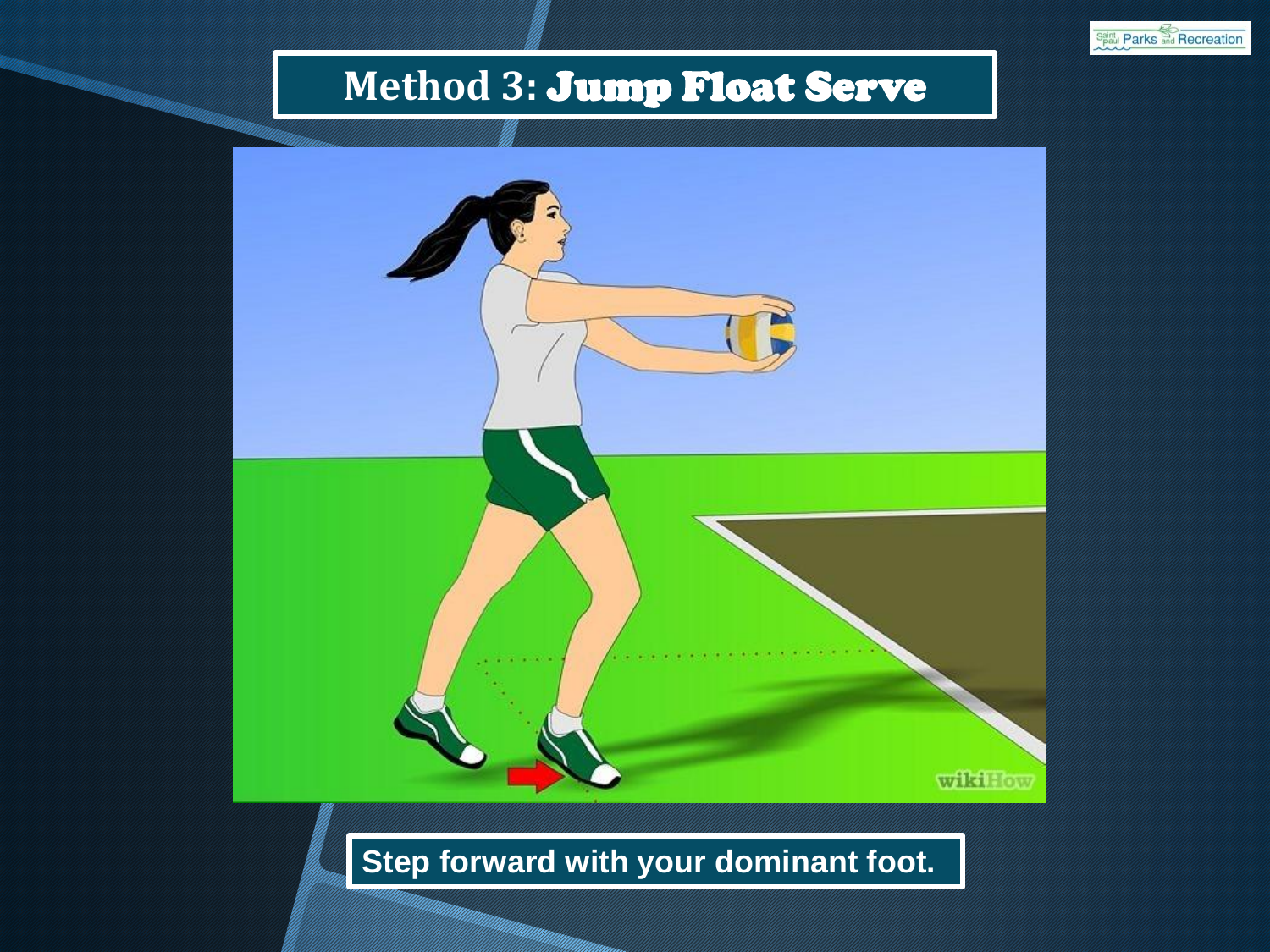# Method 3: Jump Float Serve

Step forward with your dominant foot.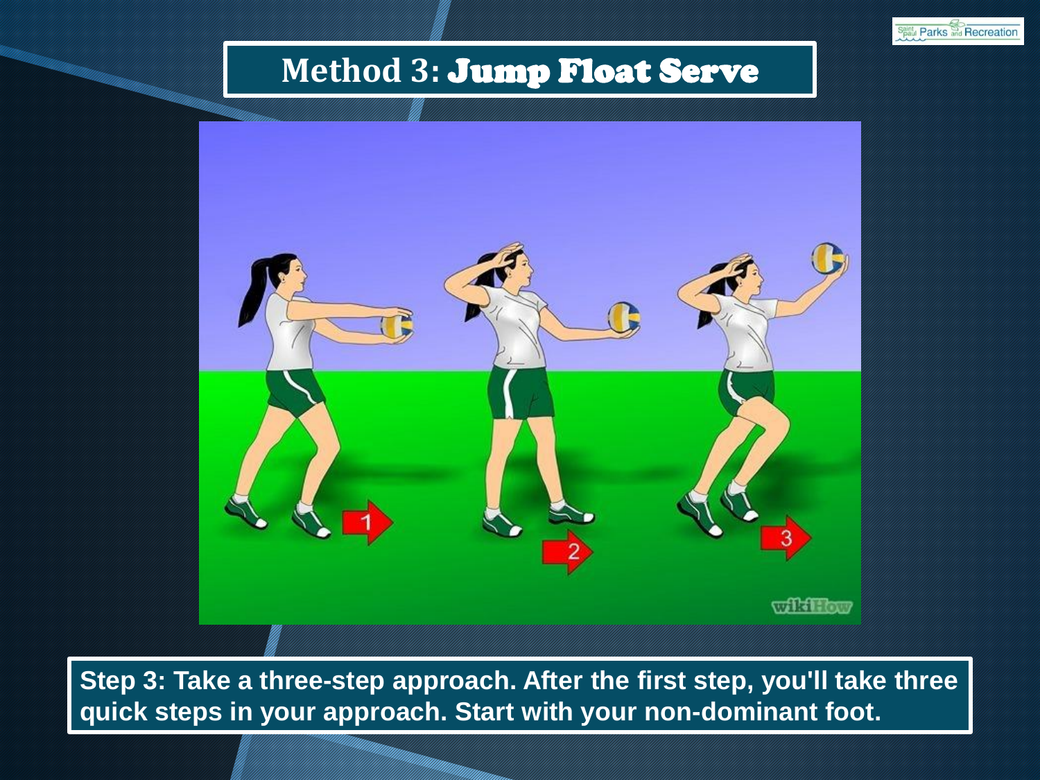# Method 3: Jump Float Serve

**Step 3: Take a three-step approach. After the first step, you'll take three quick steps in your approach. Start with your non-dominant foot.**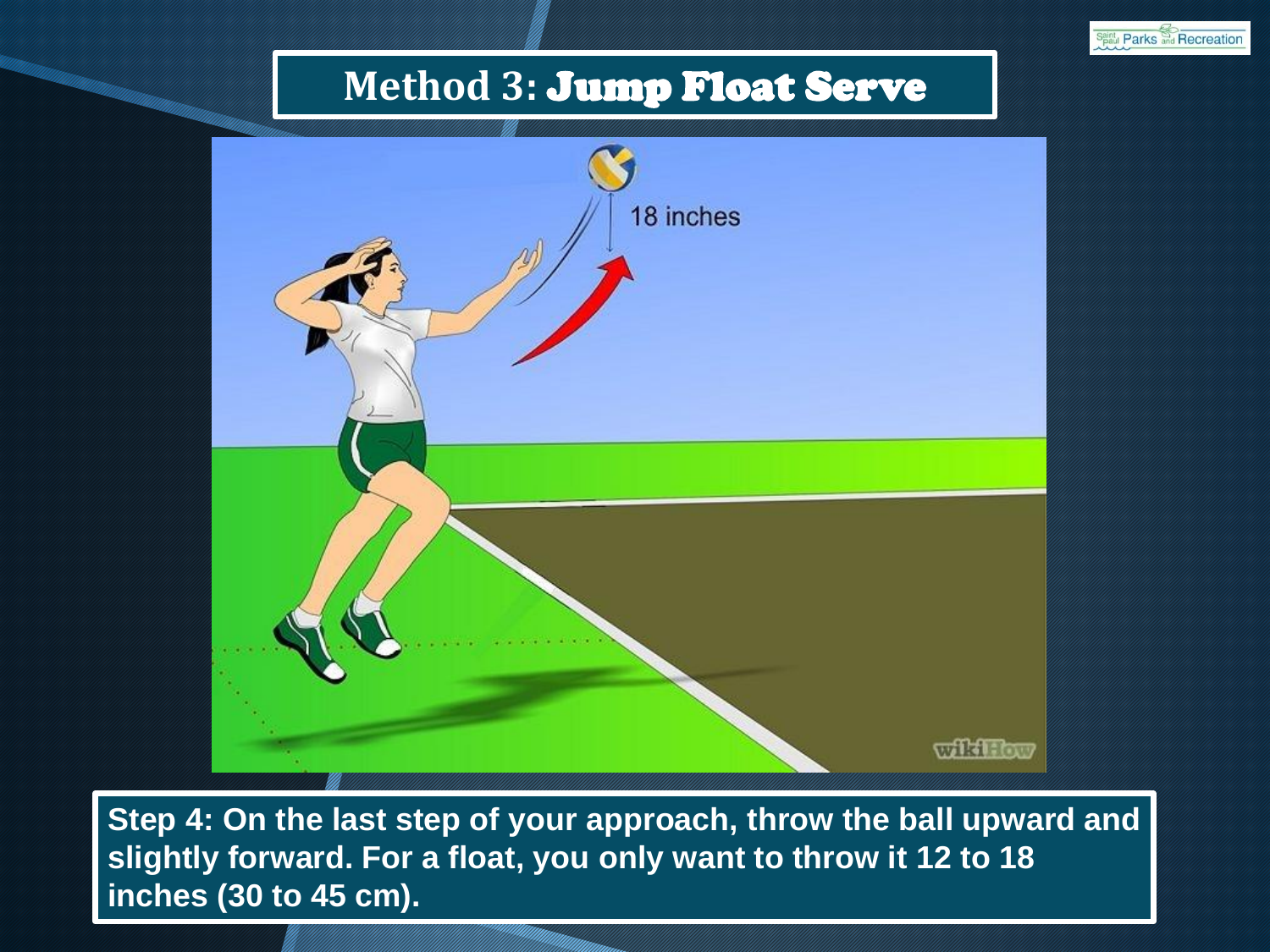# Method 3: Jump Float Serve

**Step 4: On the last step of your approach, throw the ball upward and slightly forward. For a float, you only want to throw it 12 to 18 inches (30 to 45 cm).**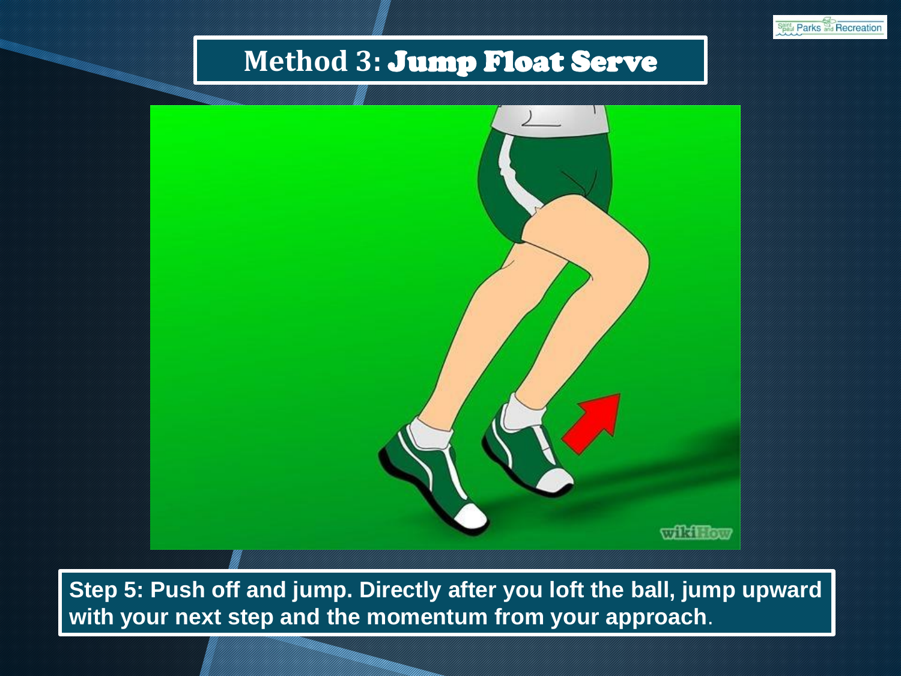## Method 3: Jump Float Serve

**Step 5: Push off and jump. Directly after you loft the ball, jump upward with your next step and the momentum from your approach**.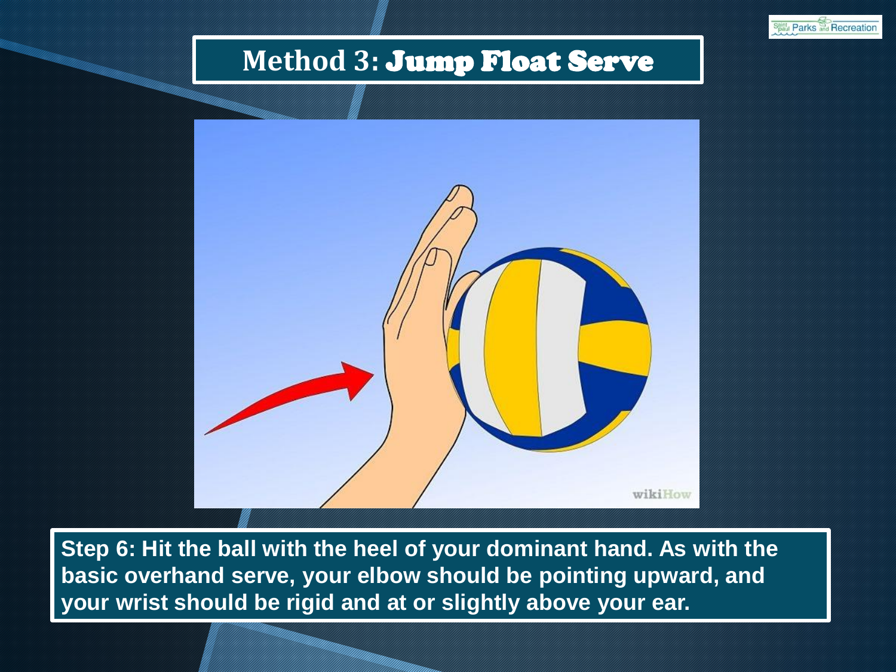# Method 3: Jump Float Serve

**Step 6: Hit the ball with the heel of your dominant hand. As with the basic overhand serve, your elbow should be pointing upward, and your wrist should be rigid and at or slightly above your ear.**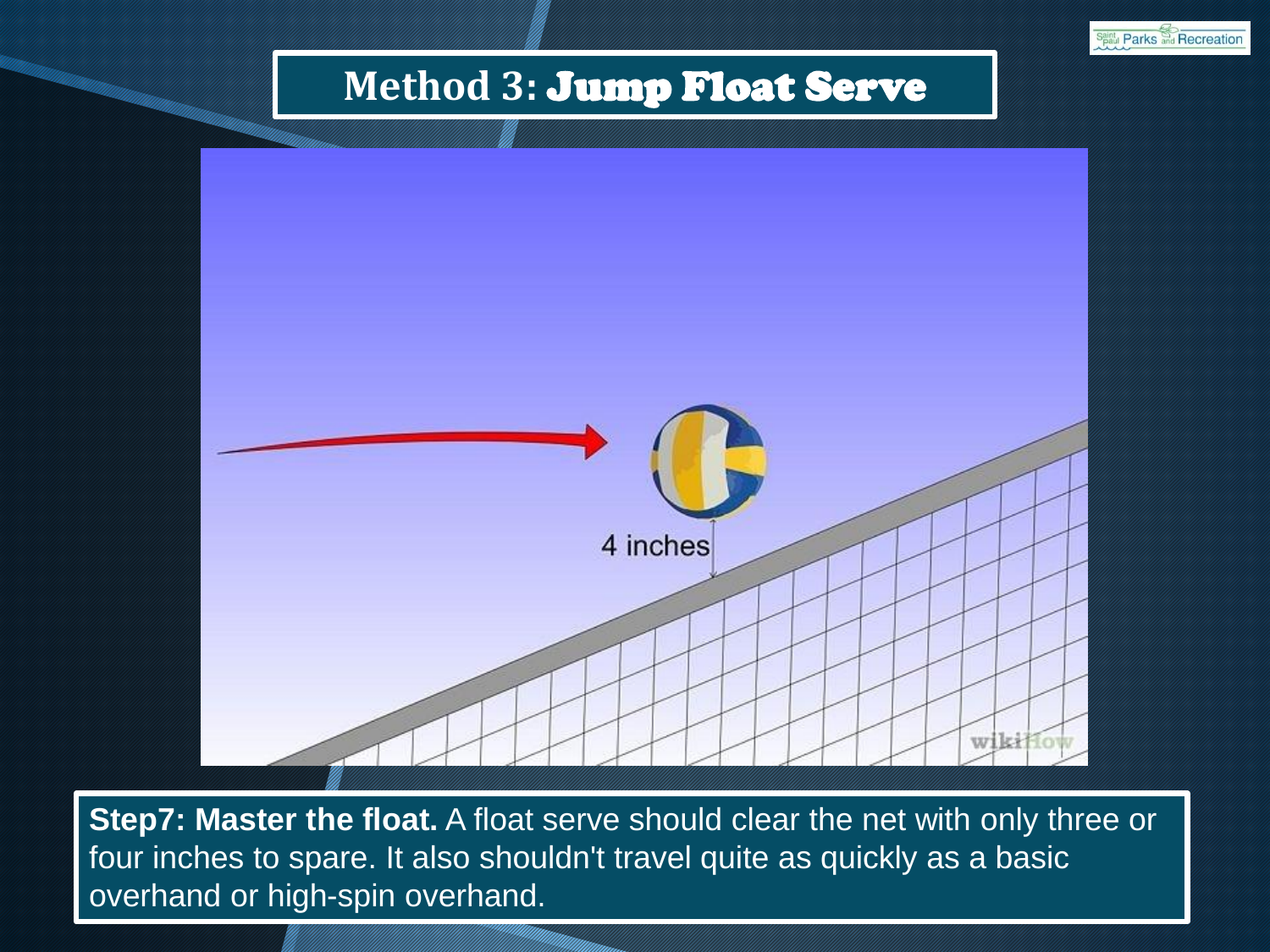# Method 3: Jump Float Serve

**Step7: Master the float.** A float serve should clear the net with only three or four inches to spare. It also shouldn't travel quite as quickly as a basic overhand or high-spin overhand.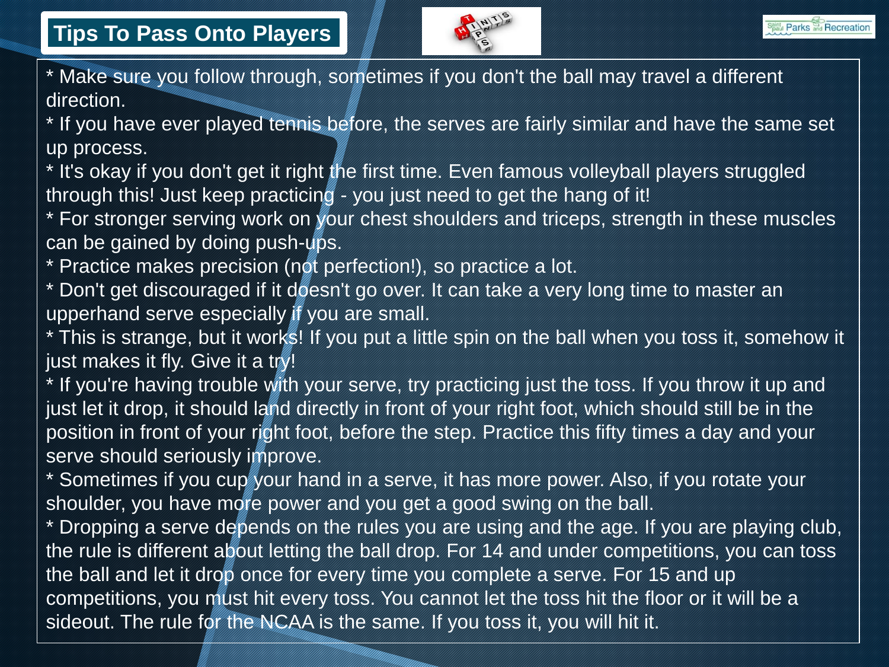# Tips To Pass Onto Players

* Make sure you follow through, sometimes if you don't the ball may travel a different direction.
* If you have ever played tennis before, the serves are fairly similar and have the same set up process.
* It's okay if you don't get it right the first time. Even famous volleyball players struggled through this! Just keep practicing - you just need to get the hang of it!
* For stronger serving work on your chest shoulders and triceps, strength in these muscles can be gained by doing push-ups.
* Practice makes precision (not perfection!), so practice a lot.
* Don't get discouraged if it doesn't go over. It can take a very long time to master an upperhand serve especially if you are small.
* This is strange, but it works! If you put a little spin on the ball when you toss it, somehow it just makes it fly. Give it a try!
* If you're having trouble with your serve, try practicing just the toss. If you throw it up and just let it drop, it should land directly in front of your right foot, which should still be in the position in front of your right foot, before the step. Practice this fifty times a day and your serve should seriously improve.
* Sometimes if you cup your hand in a serve, it has more power. Also, if you rotate your shoulder, you have more power and you get a good swing on the ball.
* Dropping a serve depends on the rules you are using and the age. If you are playing club, the rule is different about letting the ball drop. For 14 and under competitions, you can toss the ball and let it drop once for every time you complete a serve. For 15 and up competitions, you must hit every toss. You cannot let the toss hit the floor or it will be a sideout. The rule for the NCAA is the same. If you toss it, you will hit it.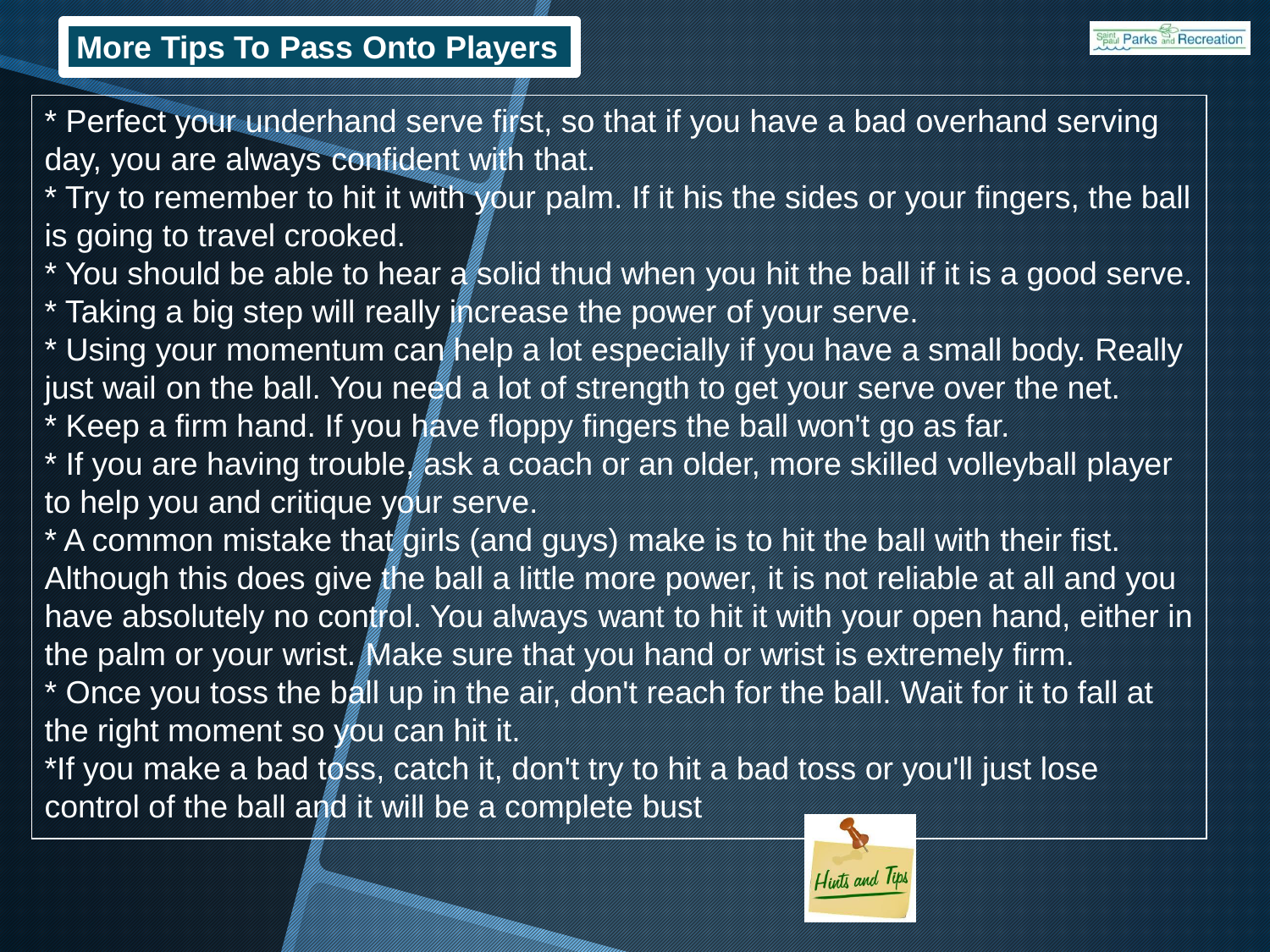## More Tips To Pass Onto Players

* Perfect your underhand serve first, so that if you have a bad overhand serving day, you are always confident with that.
* Try to remember to hit it with your palm. If it his the sides or your fingers, the ball is going to travel crooked.
* You should be able to hear a solid thud when you hit the ball if it is a good serve.
* Taking a big step will really increase the power of your serve.
* Using your momentum can help a lot especially if you have a small body. Really just wail on the ball. You need a lot of strength to get your serve over the net.
* Keep a firm hand. If you have floppy fingers the ball won't go as far.
* If you are having trouble, ask a coach or an older, more skilled volleyball player to help you and critique your serve.
* A common mistake that girls (and guys) make is to hit the ball with their fist. Although this does give the ball a little more power, it is not reliable at all and you have absolutely no control. You always want to hit it with your open hand, either in the palm or your wrist. Make sure that you hand or wrist is extremely firm.
* Once you toss the ball up in the air, don't reach for the ball. Wait for it to fall at the right moment so you can hit it.
*If you make a bad toss, catch it, don't try to hit a bad toss or you'll just lose control of the ball and it will be a complete bust